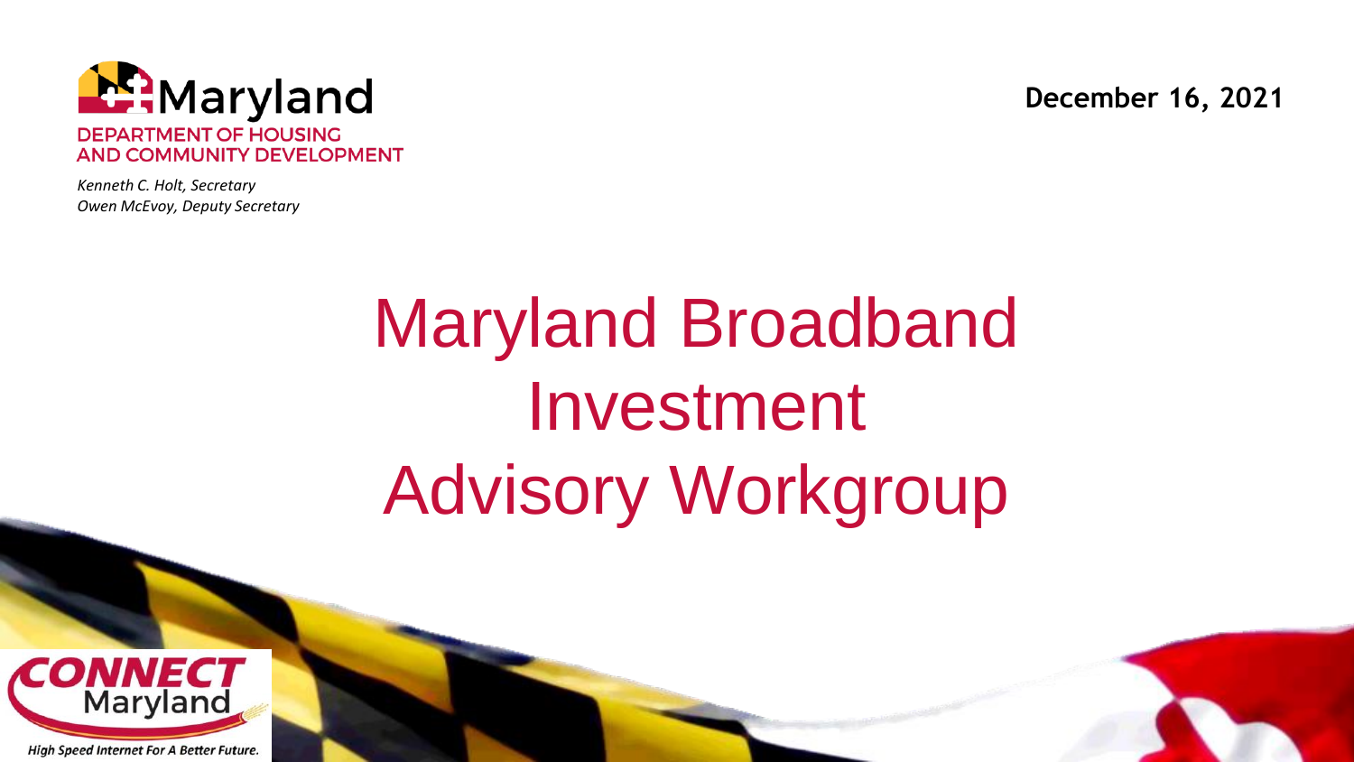Maryland

DEPARTMENT OF HOUSING AND COMMUNITY DEVELOPMENT

*Kenneth C. Holt, Secretary*
*Owen McEvoy, Deputy Secretary*

**December 16, 2021**

# Maryland Broadband Investment Advisory Workgroup

CONNECT Maryland

*High Speed Internet For A Better Future.*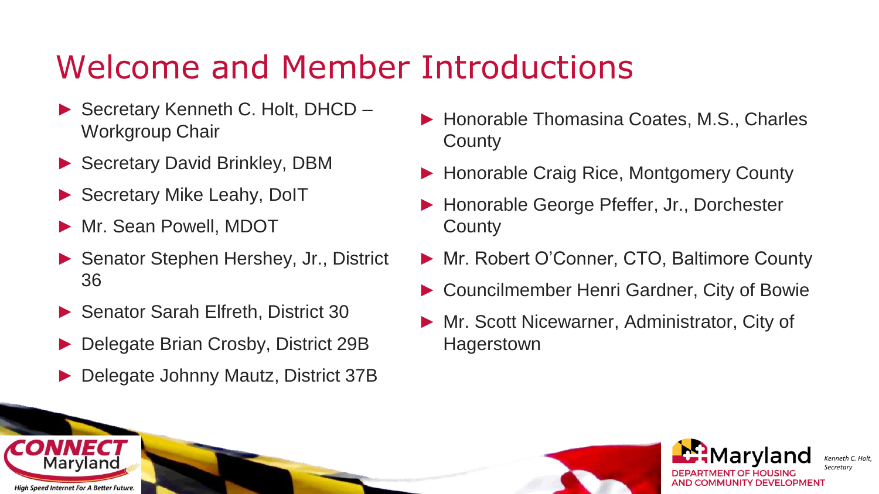# Welcome and Member Introductions

- Secretary Kenneth C. Holt, DHCD – Workgroup Chair
- Secretary David Brinkley, DBM
- Secretary Mike Leahy, DoIT
- Mr. Sean Powell, MDOT
- Senator Stephen Hershey, Jr., District 36
- Senator Sarah Elfreth, District 30
- Delegate Brian Crosby, District 29B
- Delegate Johnny Mautz, District 37B
- Honorable Thomasina Coates, M.S., Charles County
- Honorable Craig Rice, Montgomery County
- Honorable George Pfeffer, Jr., Dorchester County
- Mr. Robert O'Conner, CTO, Baltimore County
- Councilmember Henri Gardner, City of Bowie
- Mr. Scott Nicewarner, Administrator, City of Hagerstown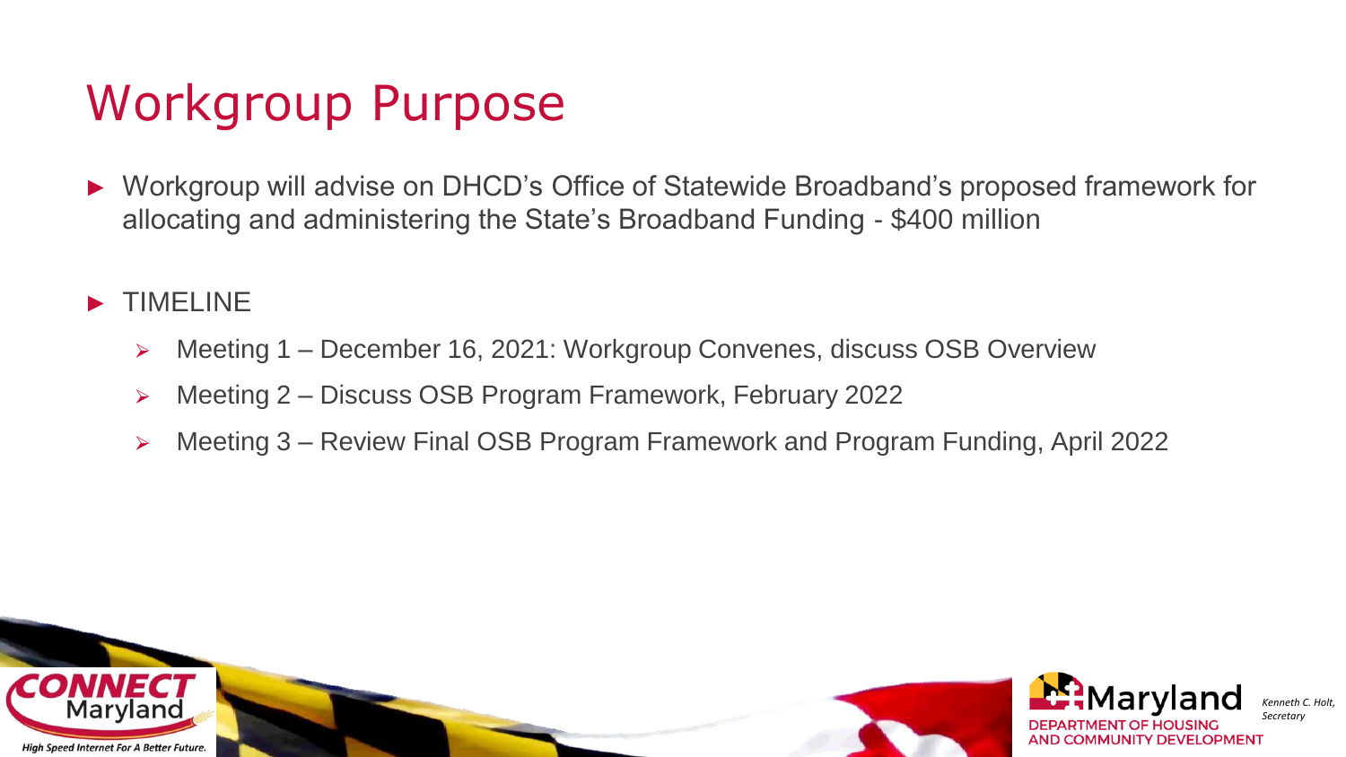# Workgroup Purpose

- Workgroup will advise on DHCD's Office of Statewide Broadband's proposed framework for allocating and administering the State's Broadband Funding - $400 million

- TIMELINE
  - Meeting 1 – December 16, 2021: Workgroup Convenes, discuss OSB Overview
  - Meeting 2 – Discuss OSB Program Framework, February 2022
  - Meeting 3 – Review Final OSB Program Framework and Program Funding, April 2022

CONNECT Maryland
*High Speed Internet For A Better Future.*

Maryland
DEPARTMENT OF HOUSING AND COMMUNITY DEVELOPMENT
*Kenneth C. Holt, Secretary*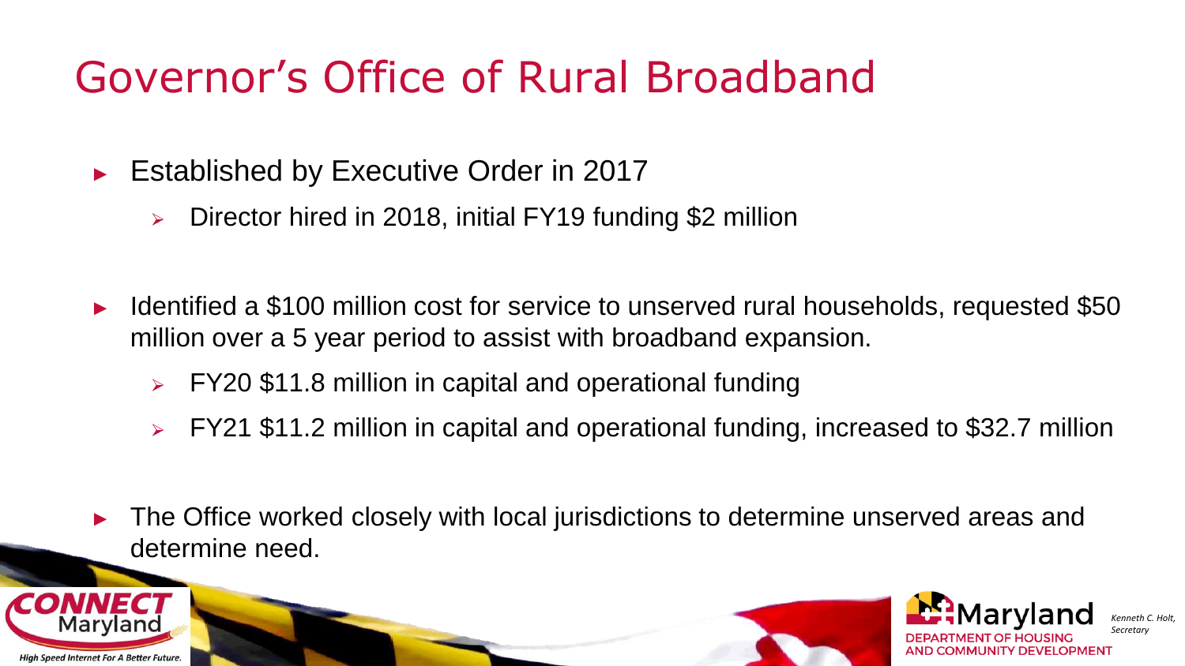# Governor's Office of Rural Broadband

- Established by Executive Order in 2017
  - Director hired in 2018, initial FY19 funding $2 million

- Identified a $100 million cost for service to unserved rural households, requested $50 million over a 5 year period to assist with broadband expansion.
  - FY20 $11.8 million in capital and operational funding
  - FY21 $11.2 million in capital and operational funding, increased to $32.7 million

- The Office worked closely with local jurisdictions to determine unserved areas and determine need.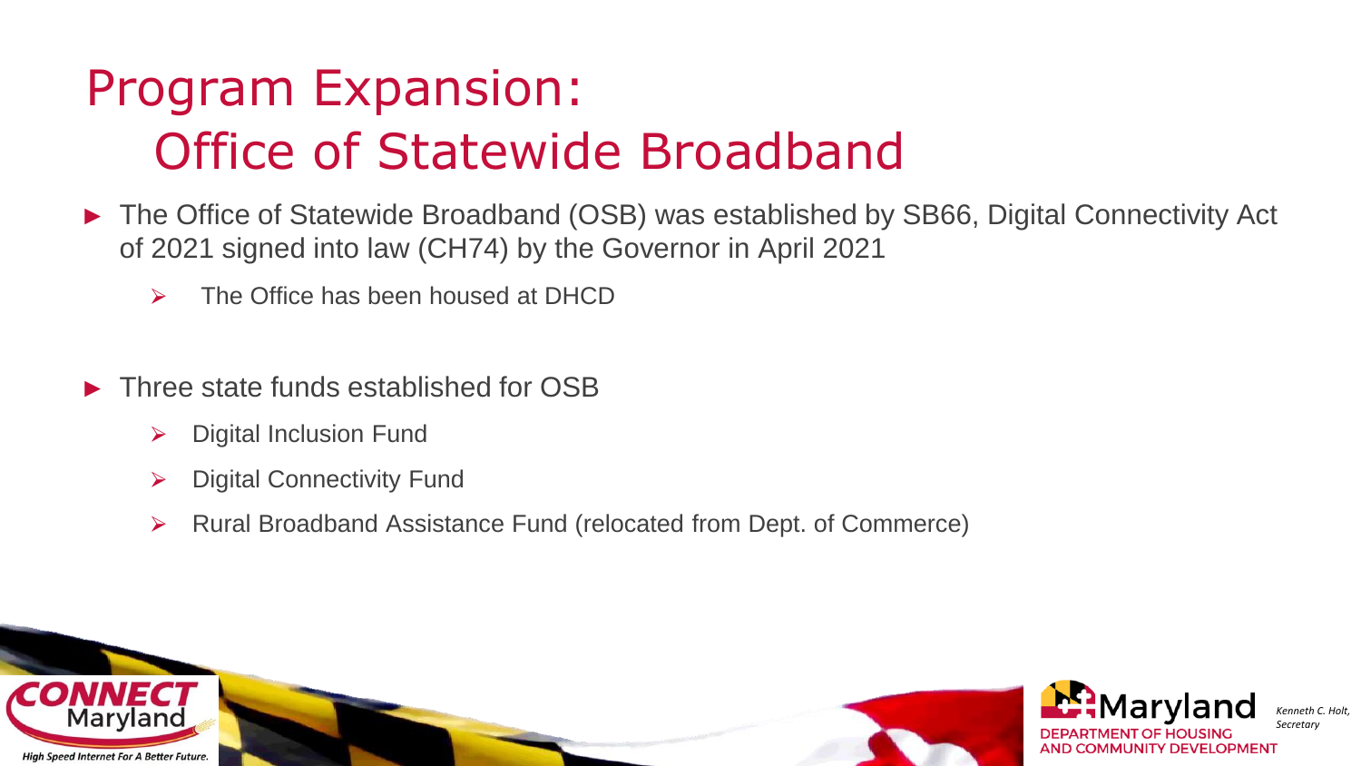# Program Expansion: Office of Statewide Broadband

- The Office of Statewide Broadband (OSB) was established by SB66, Digital Connectivity Act of 2021 signed into law (CH74) by the Governor in April 2021
  - The Office has been housed at DHCD

- Three state funds established for OSB
  - Digital Inclusion Fund
  - Digital Connectivity Fund
  - Rural Broadband Assistance Fund (relocated from Dept. of Commerce)

CONNECT Maryland
High Speed Internet For A Better Future.

Maryland DEPARTMENT OF HOUSING AND COMMUNITY DEVELOPMENT

*Kenneth C. Holt, Secretary*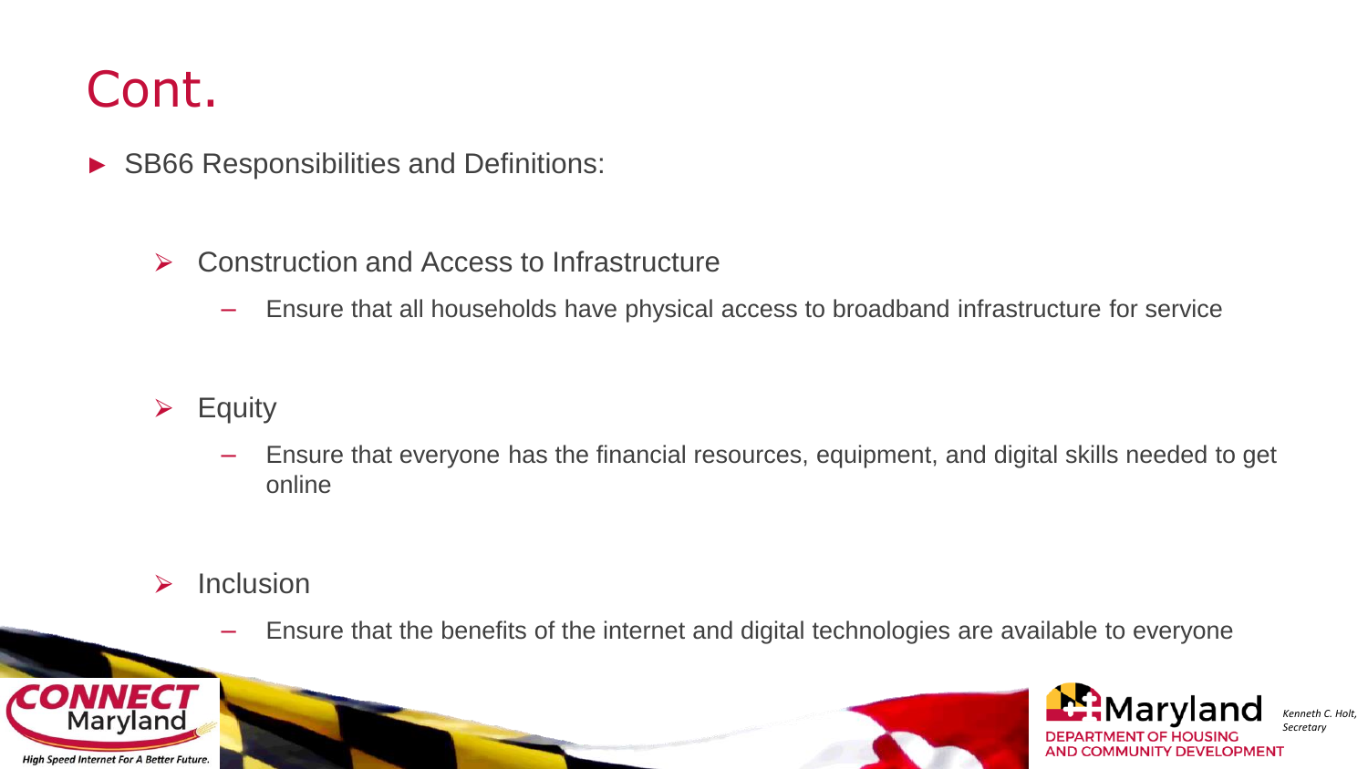# Cont.

- SB66 Responsibilities and Definitions:
  - Construction and Access to Infrastructure
    - Ensure that all households have physical access to broadband infrastructure for service
  - Equity
    - Ensure that everyone has the financial resources, equipment, and digital skills needed to get online
  - Inclusion
    - Ensure that the benefits of the internet and digital technologies are available to everyone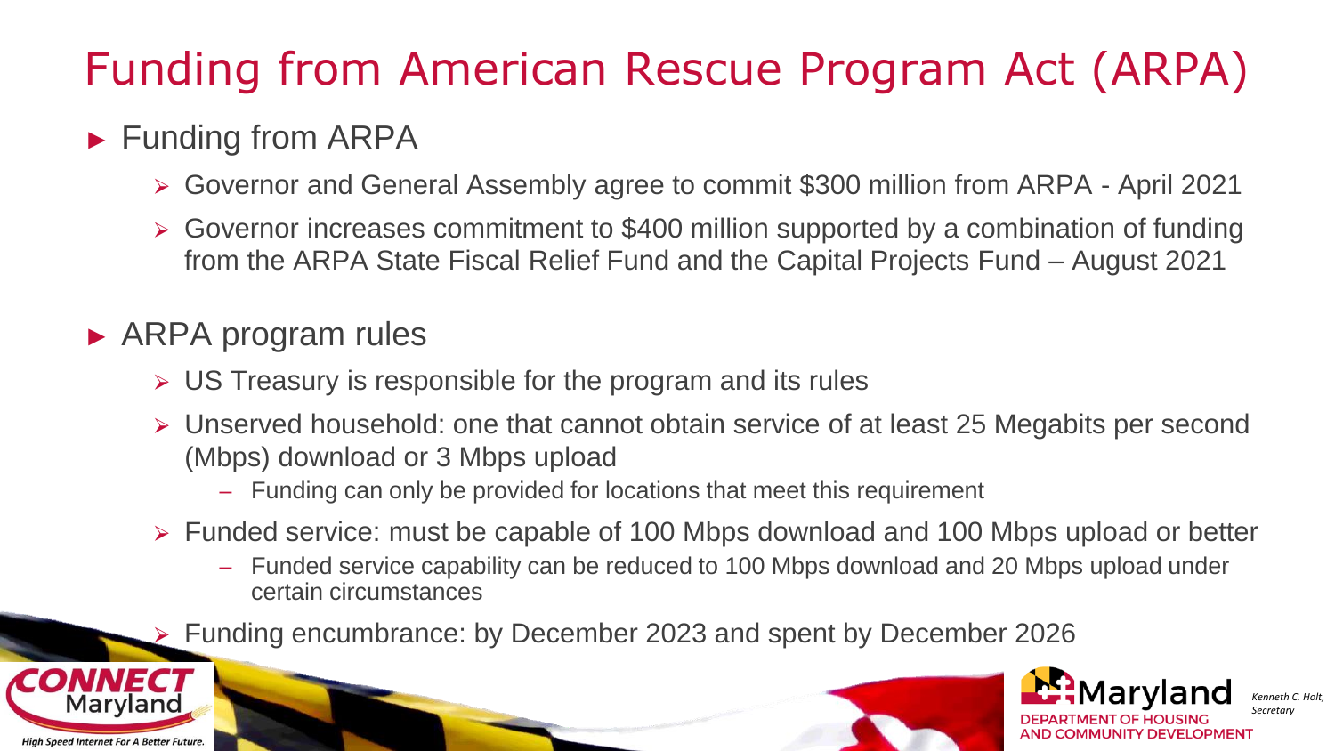# Funding from American Rescue Program Act (ARPA)

- Funding from ARPA
  - Governor and General Assembly agree to commit $300 million from ARPA - April 2021
  - Governor increases commitment to $400 million supported by a combination of funding from the ARPA State Fiscal Relief Fund and the Capital Projects Fund – August 2021
- ARPA program rules
  - US Treasury is responsible for the program and its rules
  - Unserved household: one that cannot obtain service of at least 25 Megabits per second (Mbps) download or 3 Mbps upload
    - Funding can only be provided for locations that meet this requirement
  - Funded service: must be capable of 100 Mbps download and 100 Mbps upload or better
    - Funded service capability can be reduced to 100 Mbps download and 20 Mbps upload under certain circumstances
  - Funding encumbrance: by December 2023 and spent by December 2026

CONNECT Maryland

*High Speed Internet For A Better Future.*

Maryland DEPARTMENT OF HOUSING AND COMMUNITY DEVELOPMENT

*Kenneth C. Holt, Secretary*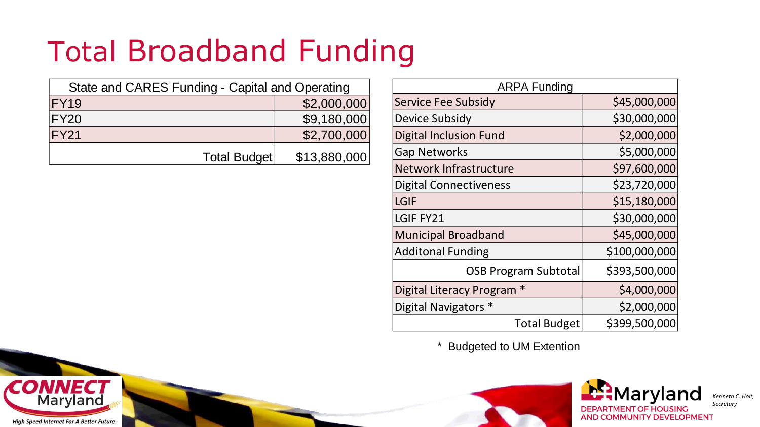# Total Broadband Funding

| State and CARES Funding - Capital and Operating | |
|---|---|
| FY19 | $2,000,000 |
| FY20 | $9,180,000 |
| FY21 | $2,700,000 |
| Total Budget | $13,880,000 |

| ARPA Funding | |
|---|---|
| Service Fee Subsidy | $45,000,000 |
| Device Subsidy | $30,000,000 |
| Digital Inclusion Fund | $2,000,000 |
| Gap Networks | $5,000,000 |
| Network Infrastructure | $97,600,000 |
| Digital Connectiveness | $23,720,000 |
| LGIF | $15,180,000 |
| LGIF FY21 | $30,000,000 |
| Municipal Broadband | $45,000,000 |
| Additonal Funding | $100,000,000 |
| OSB Program Subtotal | $393,500,000 |
| Digital Literacy Program * | $4,000,000 |
| Digital Navigators * | $2,000,000 |
| Total Budget | $399,500,000 |

\* Budgeted to UM Extention

CONNECT Maryland
High Speed Internet For A Better Future.

Maryland
DEPARTMENT OF HOUSING AND COMMUNITY DEVELOPMENT

*Kenneth C. Holt, Secretary*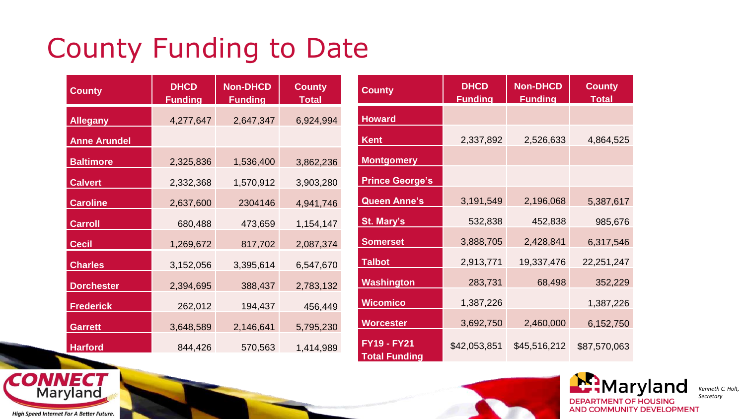# County Funding to Date

| County | DHCD Funding | Non-DHCD Funding | County Total |
|---|---|---|---|
| Allegany | 4,277,647 | 2,647,347 | 6,924,994 |
| Anne Arundel | | | |
| Baltimore | 2,325,836 | 1,536,400 | 3,862,236 |
| Calvert | 2,332,368 | 1,570,912 | 3,903,280 |
| Caroline | 2,637,600 | 2304146 | 4,941,746 |
| Carroll | 680,488 | 473,659 | 1,154,147 |
| Cecil | 1,269,672 | 817,702 | 2,087,374 |
| Charles | 3,152,056 | 3,395,614 | 6,547,670 |
| Dorchester | 2,394,695 | 388,437 | 2,783,132 |
| Frederick | 262,012 | 194,437 | 456,449 |
| Garrett | 3,648,589 | 2,146,641 | 5,795,230 |
| Harford | 844,426 | 570,563 | 1,414,989 |
| Howard | | | |
| Kent | 2,337,892 | 2,526,633 | 4,864,525 |
| Montgomery | | | |
| Prince George's | | | |
| Queen Anne's | 3,191,549 | 2,196,068 | 5,387,617 |
| St. Mary's | 532,838 | 452,838 | 985,676 |
| Somerset | 3,888,705 | 2,428,841 | 6,317,546 |
| Talbot | 2,913,771 | 19,337,476 | 22,251,247 |
| Washington | 283,731 | 68,498 | 352,229 |
| Wicomico | 1,387,226 | | 1,387,226 |
| Worcester | 3,692,750 | 2,460,000 | 6,152,750 |
| FY19 - FY21 Total Funding | $42,053,851 | $45,516,212 | $87,570,063 |

CONNECT Maryland
High Speed Internet For A Better Future.

Maryland DEPARTMENT OF HOUSING AND COMMUNITY DEVELOPMENT

*Kenneth C. Holt, Secretary*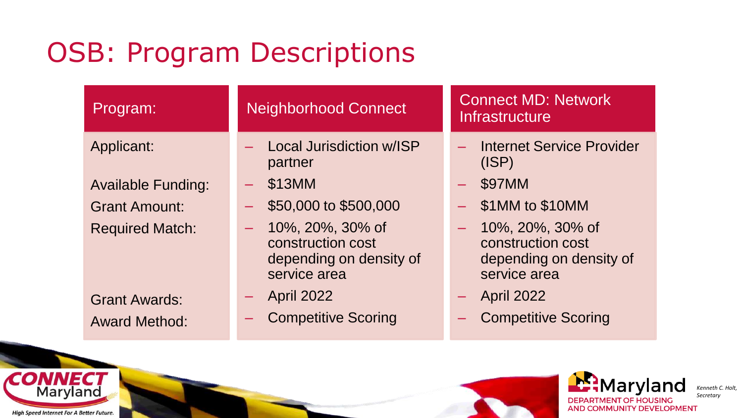# OSB: Program Descriptions

| Program: | Neighborhood Connect | Connect MD: Network Infrastructure |
| --- | --- | --- |
| Applicant: | – Local Jurisdiction w/ISP partner | – Internet Service Provider (ISP) |
| Available Funding: | – $13MM | – $97MM |
| Grant Amount: | – $50,000 to $500,000 | – $1MM to $10MM |
| Required Match: | – 10%, 20%, 30% of construction cost depending on density of service area | – 10%, 20%, 30% of construction cost depending on density of service area |
| Grant Awards: | – April 2022 | – April 2022 |
| Award Method: | – Competitive Scoring | – Competitive Scoring |

CONNECT Maryland
*High Speed Internet For A Better Future.*

Maryland DEPARTMENT OF HOUSING AND COMMUNITY DEVELOPMENT

*Kenneth C. Holt, Secretary*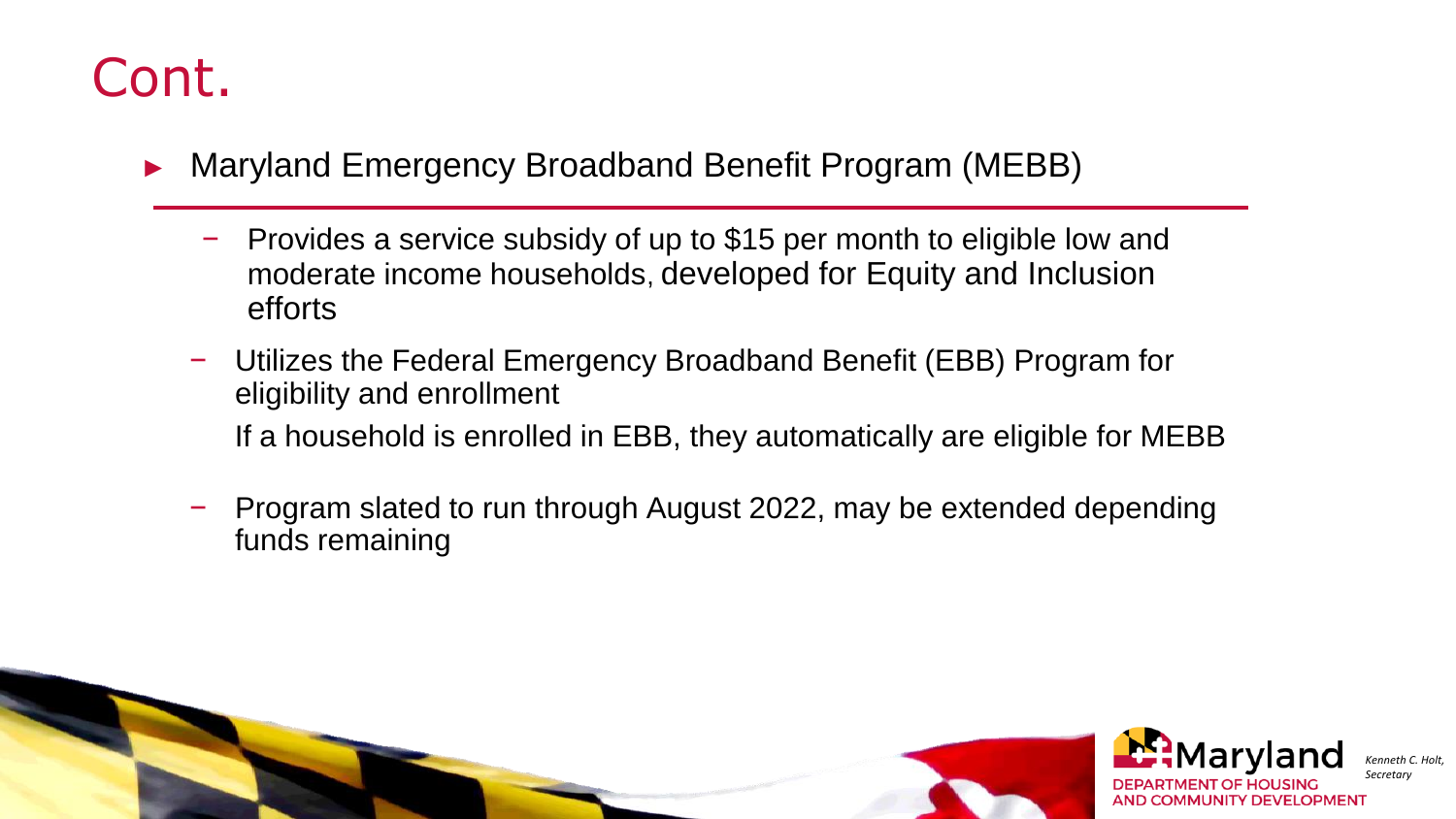# Cont.

- Maryland Emergency Broadband Benefit Program (MEBB)
  - Provides a service subsidy of up to $15 per month to eligible low and moderate income households, developed for Equity and Inclusion efforts
  - Utilizes the Federal Emergency Broadband Benefit (EBB) Program for eligibility and enrollment

    If a household is enrolled in EBB, they automatically are eligible for MEBB
  - Program slated to run through August 2022, may be extended depending funds remaining

Maryland DEPARTMENT OF HOUSING AND COMMUNITY DEVELOPMENT

*Kenneth C. Holt, Secretary*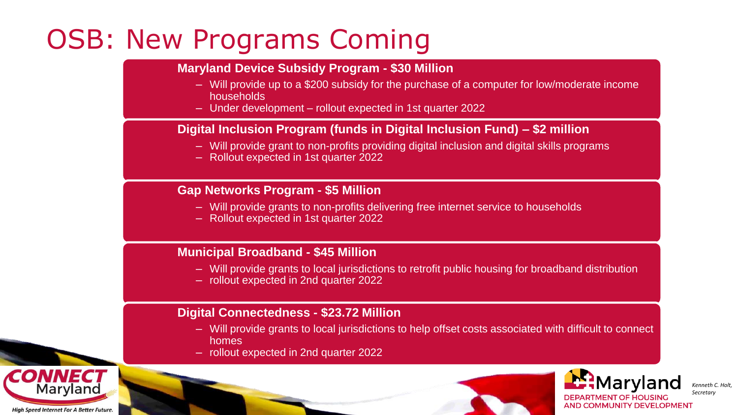# OSB: New Programs Coming

**Maryland Device Subsidy Program - $30 Million**

- Will provide up to a $200 subsidy for the purchase of a computer for low/moderate income households
- Under development – rollout expected in 1st quarter 2022

**Digital Inclusion Program (funds in Digital Inclusion Fund) – $2 million**

- Will provide grant to non-profits providing digital inclusion and digital skills programs
- Rollout expected in 1st quarter 2022

**Gap Networks Program - $5 Million**

- Will provide grants to non-profits delivering free internet service to households
- Rollout expected in 1st quarter 2022

**Municipal Broadband - $45 Million**

- Will provide grants to local jurisdictions to retrofit public housing for broadband distribution
- rollout expected in 2nd quarter 2022

**Digital Connectedness - $23.72 Million**

- Will provide grants to local jurisdictions to help offset costs associated with difficult to connect homes
- rollout expected in 2nd quarter 2022

CONNECT Maryland

*High Speed Internet For A Better Future.*

Maryland DEPARTMENT OF HOUSING AND COMMUNITY DEVELOPMENT

*Kenneth C. Holt, Secretary*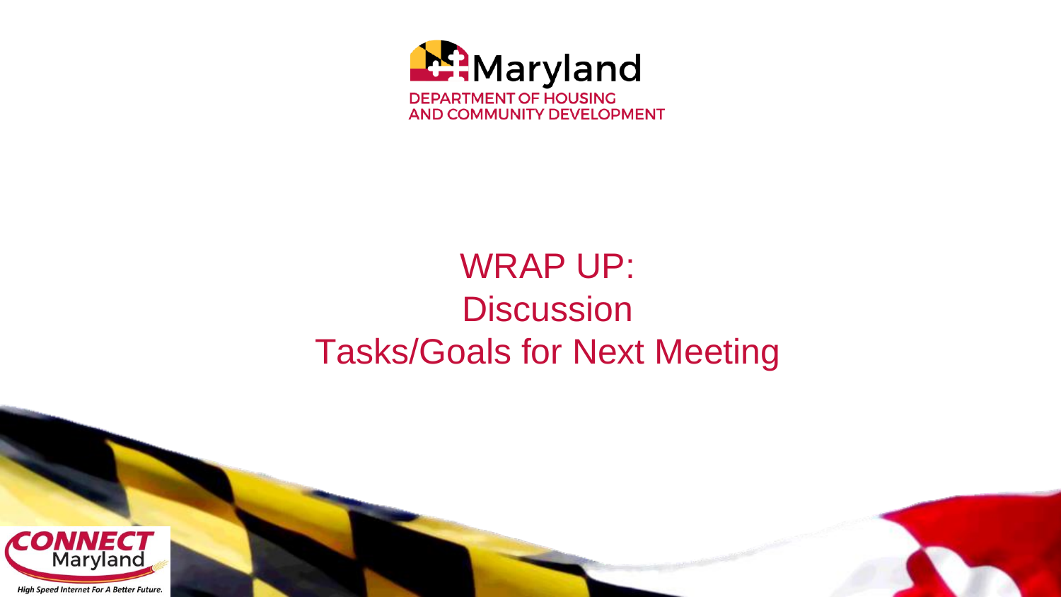Maryland

DEPARTMENT OF HOUSING AND COMMUNITY DEVELOPMENT

# WRAP UP:
# Discussion
# Tasks/Goals for Next Meeting

CONNECT Maryland

High Speed Internet For A Better Future.